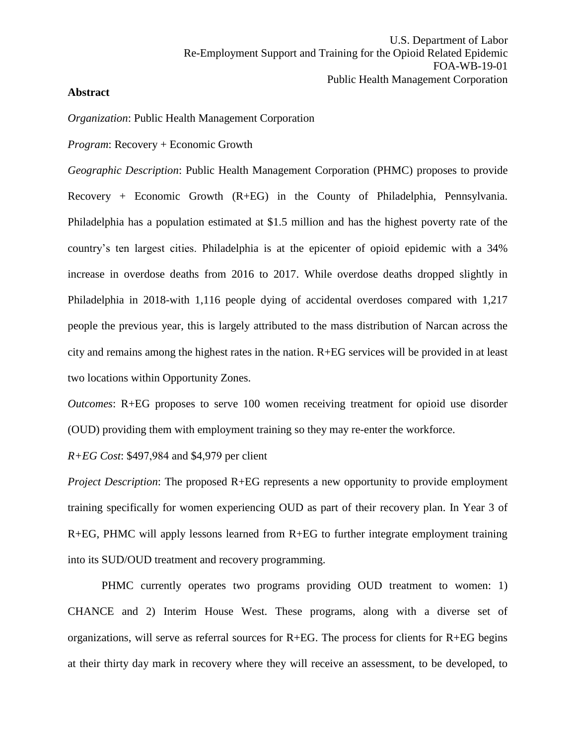U.S. Department of Labor
Re-Employment Support and Training for the Opioid Related Epidemic
FOA-WB-19-01
Public Health Management Corporation

**Abstract**

*Organization*: Public Health Management Corporation

*Program*: Recovery + Economic Growth

*Geographic Description*: Public Health Management Corporation (PHMC) proposes to provide Recovery + Economic Growth (R+EG) in the County of Philadelphia, Pennsylvania. Philadelphia has a population estimated at $1.5 million and has the highest poverty rate of the country's ten largest cities. Philadelphia is at the epicenter of opioid epidemic with a 34% increase in overdose deaths from 2016 to 2017. While overdose deaths dropped slightly in Philadelphia in 2018-with 1,116 people dying of accidental overdoses compared with 1,217 people the previous year, this is largely attributed to the mass distribution of Narcan across the city and remains among the highest rates in the nation. R+EG services will be provided in at least two locations within Opportunity Zones.

*Outcomes*: R+EG proposes to serve 100 women receiving treatment for opioid use disorder (OUD) providing them with employment training so they may re-enter the workforce.

*R+EG Cost*: $497,984 and $4,979 per client

*Project Description*: The proposed R+EG represents a new opportunity to provide employment training specifically for women experiencing OUD as part of their recovery plan. In Year 3 of R+EG, PHMC will apply lessons learned from R+EG to further integrate employment training into its SUD/OUD treatment and recovery programming.

PHMC currently operates two programs providing OUD treatment to women: 1) CHANCE and 2) Interim House West. These programs, along with a diverse set of organizations, will serve as referral sources for R+EG. The process for clients for R+EG begins at their thirty day mark in recovery where they will receive an assessment, to be developed, to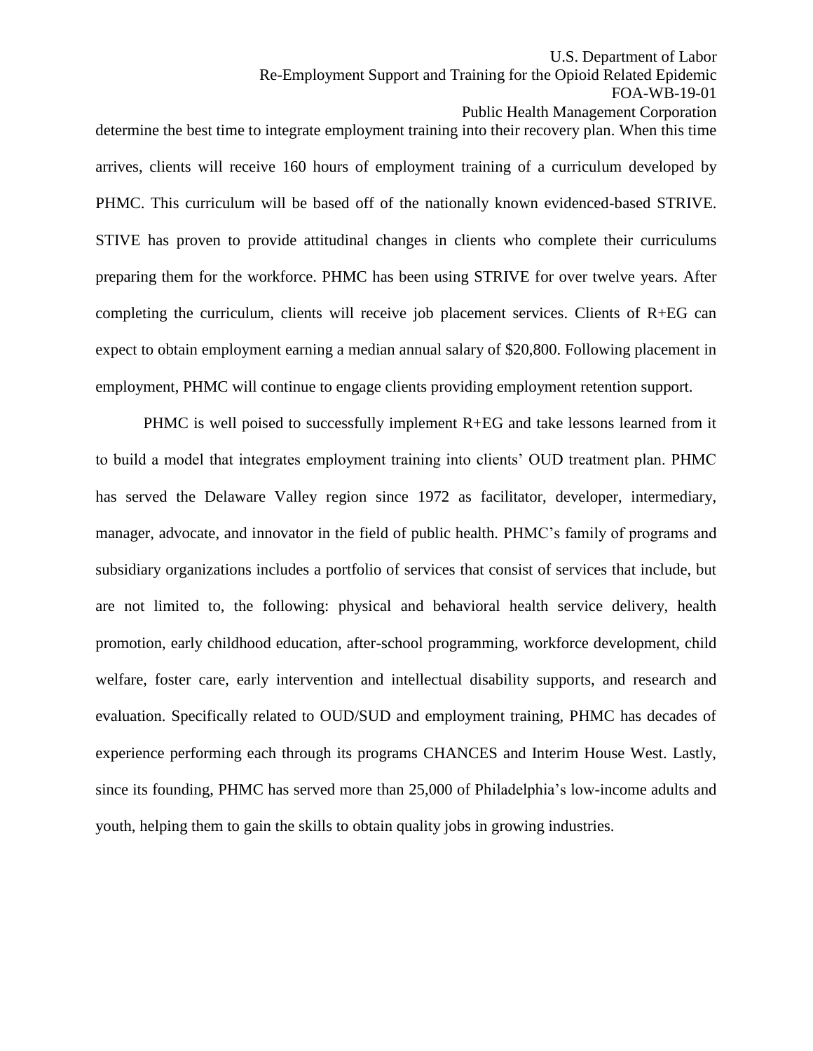determine the best time to integrate employment training into their recovery plan. When this time arrives, clients will receive 160 hours of employment training of a curriculum developed by PHMC. This curriculum will be based off of the nationally known evidenced-based STRIVE. STIVE has proven to provide attitudinal changes in clients who complete their curriculums preparing them for the workforce. PHMC has been using STRIVE for over twelve years. After completing the curriculum, clients will receive job placement services. Clients of R+EG can expect to obtain employment earning a median annual salary of $20,800. Following placement in employment, PHMC will continue to engage clients providing employment retention support.

PHMC is well poised to successfully implement R+EG and take lessons learned from it to build a model that integrates employment training into clients' OUD treatment plan. PHMC has served the Delaware Valley region since 1972 as facilitator, developer, intermediary, manager, advocate, and innovator in the field of public health. PHMC's family of programs and subsidiary organizations includes a portfolio of services that consist of services that include, but are not limited to, the following: physical and behavioral health service delivery, health promotion, early childhood education, after-school programming, workforce development, child welfare, foster care, early intervention and intellectual disability supports, and research and evaluation. Specifically related to OUD/SUD and employment training, PHMC has decades of experience performing each through its programs CHANCES and Interim House West. Lastly, since its founding, PHMC has served more than 25,000 of Philadelphia's low-income adults and youth, helping them to gain the skills to obtain quality jobs in growing industries.